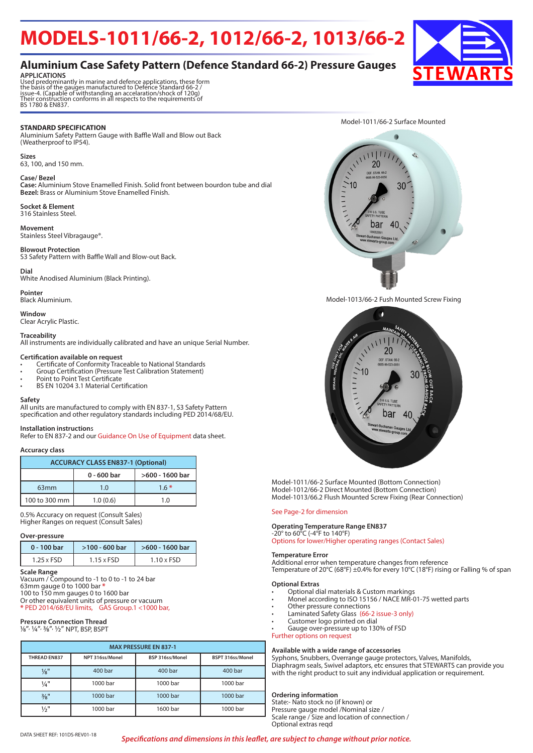# MODELS-1011/66-2, 1012/66-2, 1013/66-2

## Aluminium Case Safety Pattern (Defence Standard 66-2) Pressure Gauges

**APPLICATIONS**

Used predominantly in marine and defence applications, these form the basis of the gauges manufactured to Defence Standard 66-2 / issue-4. (Capable of withstanding an accelaration/shock of 120g) Their construction conforms in all respects to the requirements of BS 1780 & EN837.

**STANDARD SPECIFICATION**

Aluminium Safety Pattern Gauge with Baffle Wall and Blow out Back (Weatherproof to IP54).

**Sizes**

63, 100, and 150 mm.

**Case/ Bezel**

**Case:** Aluminium Stove Enamelled Finish. Solid front between bourdon tube and dial

**Bezel:** Brass or Aluminium Stove Enamelled Finish.

**Socket & Element**

316 Stainless Steel.

**Movement**

Stainless Steel Vibragauge®.

**Blowout Protection**

S3 Safety Pattern with Baffle Wall and Blow-out Back.

**Dial**

White Anodised Aluminium (Black Printing).

**Pointer**

Black Aluminium.

**Window**

Clear Acrylic Plastic.

**Traceability**

All instruments are individually calibrated and have an unique Serial Number.

**Certification available on request**

- Certificate of Conformity Traceable to National Standards
- Group Certification (Pressure Test Calibration Statement)
- Point to Point Test Certificate
- BS EN 10204 3.1 Material Certification

**Safety**

All units are manufactured to comply with EN 837-1, S3 Safety Pattern specification and other regulatory standards including PED 2014/68/EU.

**Installation instructions**

Refer to EN 837-2 and our Guidance On Use of Equipment data sheet.

**Accuracy class**

| ACCURACY CLASS EN837-1 (Optional) | | |
|---|---|---|
| | 0 - 600 bar | >600 - 1600 bar |
| 63mm | 1.0 | 1.6 * |
| 100 to 300 mm | 1.0 (0.6) | 1.0 |

0.5% Accuracy on request (Consult Sales)
Higher Ranges on request (Consult Sales)

**Over-pressure**

| 0 - 100 bar | >100 - 600 bar | >600 - 1600 bar |
|---|---|---|
| 1.25 x FSD | 1.15 x FSD | 1.10 x FSD |

**Scale Range**

Vacuum / Compound to -1 to 0 to -1 to 24 bar
63mm gauge 0 to 1000 bar *
100 to 150 mm gauges 0 to 1600 bar
Or other equivalent units of pressure or vacuum
* PED 2014/68/EU limits, GAS Group.1 <1000 bar,

**Pressure Connection Thread**

⅛", ¼", ⅜", ½" NPT, BSP, BSPT

| MAX PRESSURE EN 837-1 | | | |
|---|---|---|---|
| THREAD EN837 | NPT 316ss/Monel | BSP 316ss/Monel | BSPT 316ss/Monel |
| ⅛" | 400 bar | 400 bar | 400 bar |
| ¼" | 1000 bar | 1000 bar | 1000 bar |
| ⅜" | 1000 bar | 1000 bar | 1000 bar |
| ½" | 1000 bar | 1600 bar | 1000 bar |

Model-1011/66-2 Surface Mounted

Model-1013/66-2 Fush Mounted Screw Fixing

Model-1011/66-2 Surface Mounted (Bottom Connection)
Model-1012/66-2 Direct Mounted (Bottom Connection)
Model-1013/66.2 Flush Mounted Screw Fixing (Rear Connection)

See Page-2 for dimension

**Operating Temperature Range EN837**

-20° to 60°C (-4°F to 140°F)
Options for lower/Higher operating ranges (Contact Sales)

**Temperature Error**

Additional error when temperature changes from reference Temperature of 20°C (68°F) ±0.4% for every 10°C (18°F) rising or Falling % of span

**Optional Extras**

- Optional dial materials & Custom markings
- Monel according to ISO 15156 / NACE MR-01-75 wetted parts
- Other pressure connections
- Laminated Safety Glass (66-2 issue-3 only)
- Customer logo printed on dial
- Gauge over-pressure up to 130% of FSD

Further options on request

**Available with a wide range of accessories**

Syphons, Snubbers, Overrange gauge protectors, Valves, Manifolds, Diaphragm seals, Swivel adaptors, etc ensures that STEWARTS can provide you with the right product to suit any individual application or requirement.

**Ordering information**

State:- Nato stock no (if known) or
Pressure gauge model /Nominal size /
Scale range / Size and location of connection /
Optional extras reqd

DATA SHEET REF: 101DS-REV01-18

*Specifications and dimensions in this leaflet, are subject to change without prior notice.*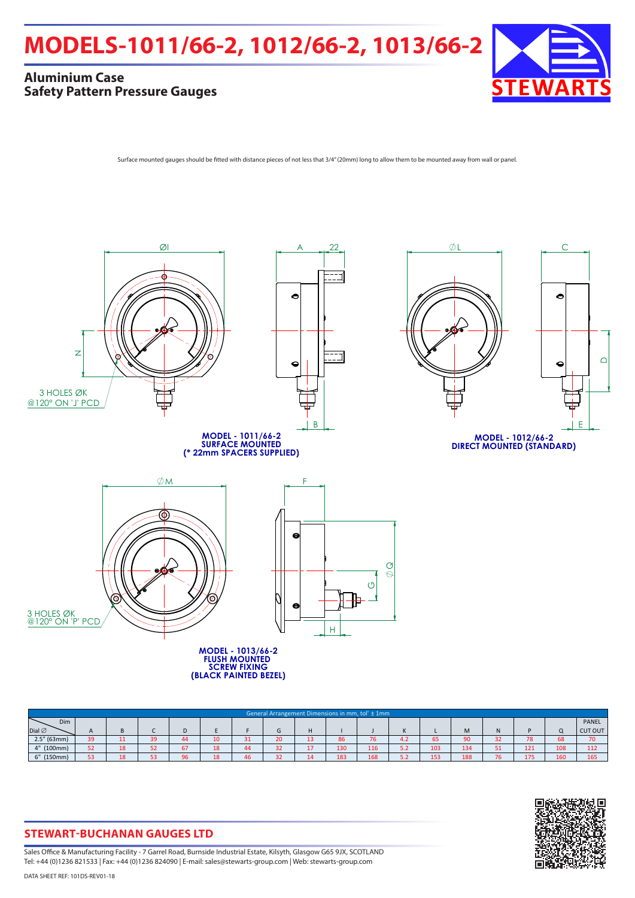# MODELS-1011/66-2, 1012/66-2, 1013/66-2

**Aluminium Case**
**Safety Pattern Pressure Gauges**

STEWARTS

Surface mounted gauges should be fitted with distance pieces of not less that 3/4" (20mm) long to allow them to be mounted away from wall or panel.

ØI

A 22

3 HOLES ØK @120° ON 'J' PCD

N

B

**MODEL - 1011/66-2**
**SURFACE MOUNTED**
**(* 22mm SPACERS SUPPLIED)**

ØL

C

D

E

**MODEL - 1012/66-2**
**DIRECT MOUNTED (STANDARD)**

ØM

F

3 HOLES ØK @120° ON 'P' PCD

G

ØQ

H

**MODEL - 1013/66-2**
**FLUSH MOUNTED**
**SCREW FIXING**
**(BLACK PAINTED BEZEL)**

| General Arrangement Dimensions in mm, tol' ± 1mm | | | | | | | | | | | | | | | | | |
|---|---|---|---|---|---|---|---|---|---|---|---|---|---|---|---|---|---|
| Dim / Dial Ø | A | B | C | D | E | F | G | H | I | J | K | L | M | N | P | Q | PANEL CUT OUT |
| 2.5" (63mm) | 39 | 11 | 39 | 44 | 10 | 31 | 20 | 13 | 86 | 76 | 4.2 | 65 | 90 | 32 | 78 | 68 | 70 |
| 4" (100mm) | 52 | 18 | 52 | 67 | 18 | 44 | 32 | 17 | 130 | 116 | 5.2 | 103 | 134 | 51 | 121 | 108 | 112 |
| 6" (150mm) | 53 | 18 | 53 | 96 | 18 | 46 | 32 | 14 | 183 | 168 | 5.2 | 153 | 188 | 76 | 175 | 160 | 165 |

## STEWART-BUCHANAN GAUGES LTD

Sales Office & Manufacturing Facility - 7 Garrel Road, Burnside Industrial Estate, Kilsyth, Glasgow G65 9JX, SCOTLAND
Tel: +44 (0)1236 821533 | Fax: +44 (0)1236 824090 | E-mail: sales@stewarts-group.com | Web: stewarts-group.com

DATA SHEET REF: 101DS-REV01-18